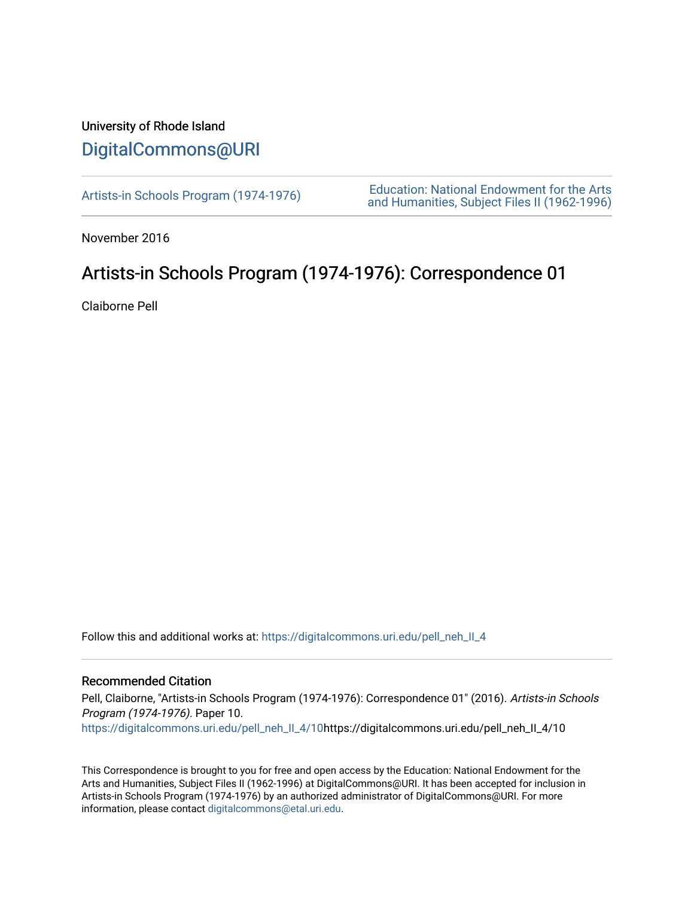University of Rhode Island

# DigitalCommons@URI

Artists-in Schools Program (1974-1976)

Education: National Endowment for the Arts and Humanities, Subject Files II (1962-1996)

November 2016

## Artists-in Schools Program (1974-1976): Correspondence 01

Claiborne Pell

Follow this and additional works at: https://digitalcommons.uri.edu/pell_neh_II_4

### Recommended Citation

Pell, Claiborne, "Artists-in Schools Program (1974-1976): Correspondence 01" (2016). *Artists-in Schools Program (1974-1976)*. Paper 10.
https://digitalcommons.uri.edu/pell_neh_II_4/10https://digitalcommons.uri.edu/pell_neh_II_4/10

This Correspondence is brought to you for free and open access by the Education: National Endowment for the Arts and Humanities, Subject Files II (1962-1996) at DigitalCommons@URI. It has been accepted for inclusion in Artists-in Schools Program (1974-1976) by an authorized administrator of DigitalCommons@URI. For more information, please contact digitalcommons@etal.uri.edu.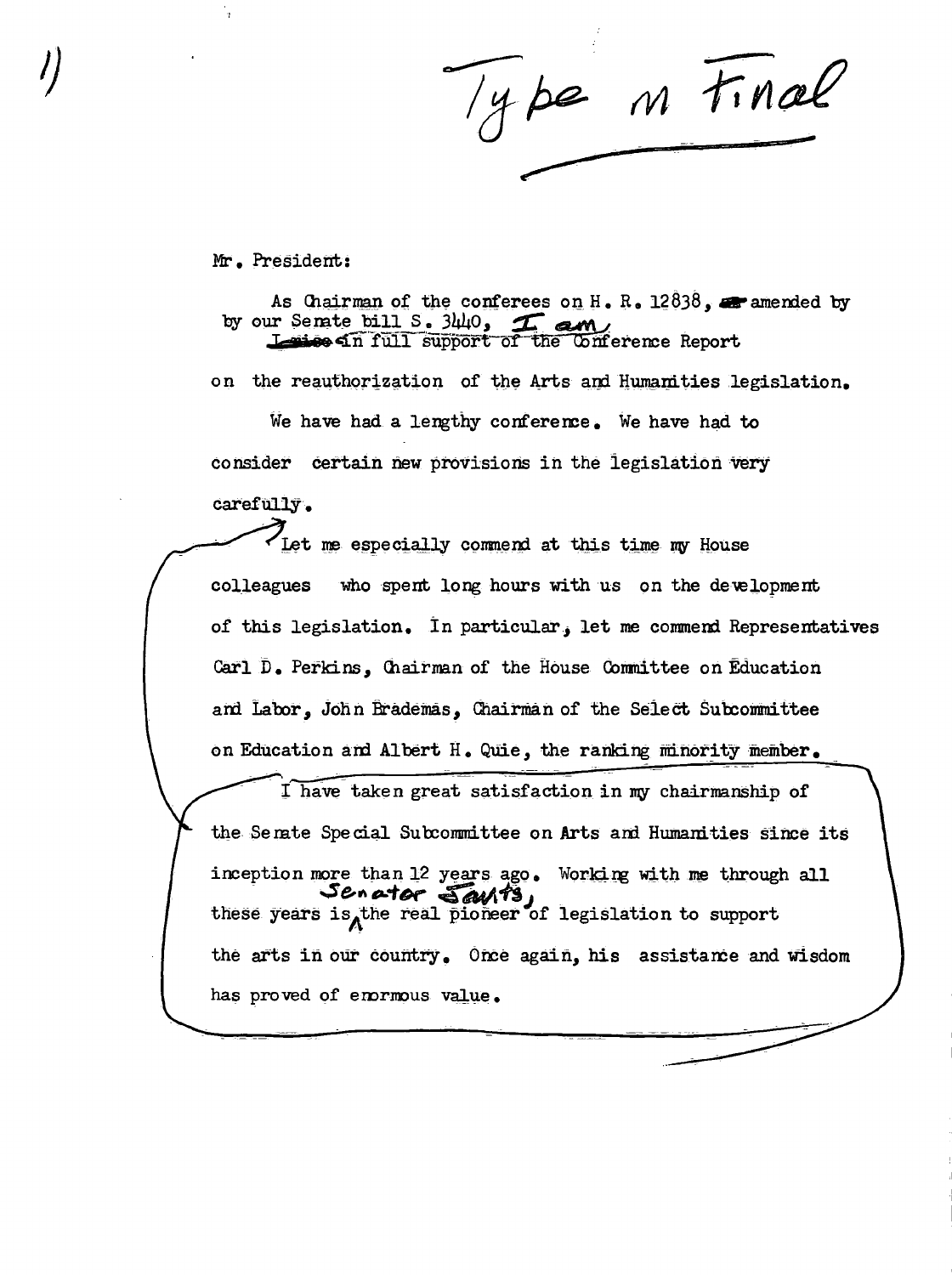Type in Final

Mr. President:

As Chairman of the conferees on H. R. 12838, amended by by our Senate bill S. 3440, I am in full support of the Conference Report on the reauthorization of the Arts and Humanities legislation.

We have had a lengthy conference. We have had to consider certain new provisions in the legislation very carefully.

Let me especially commend at this time my House colleagues who spent long hours with us on the development of this legislation. In particular, let me commend Representatives Carl D. Perkins, Chairman of the House Committee on Education and Labor, John Brademas, Chairman of the Select Subcommittee on Education and Albert H. Quie, the ranking minority member.

I have taken great satisfaction in my chairmanship of the Senate Special Subcommittee on Arts and Humanities since its inception more than 12 years ago. Working with me through all these years is Senator Javits, the real pioneer of legislation to support the arts in our country. Once again, his assistance and wisdom has proved of enormous value.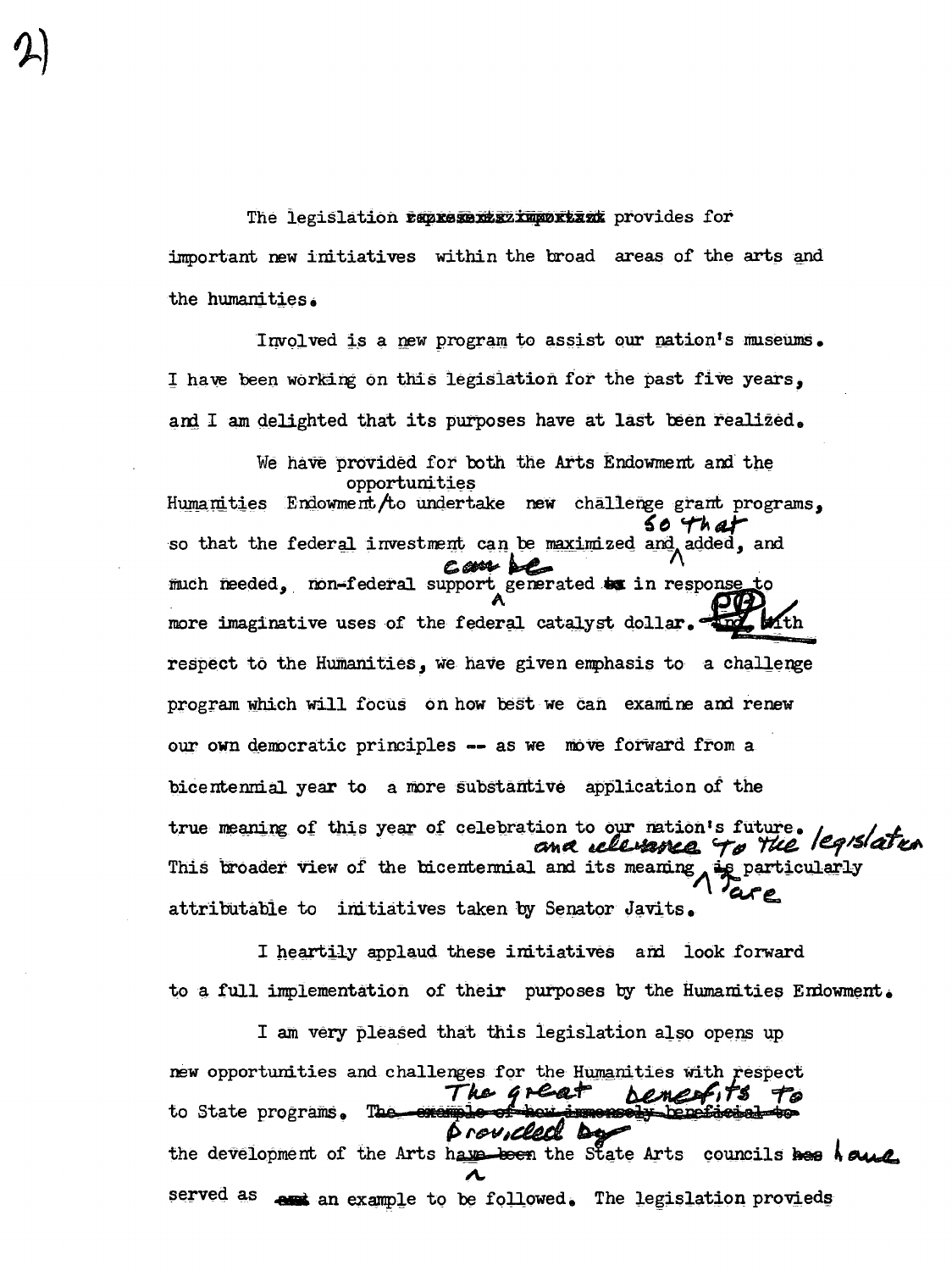The legislation ~~represents important~~ provides for important new initiatives within the broad areas of the arts and the humanities.

Involved is a new program to assist our nation's museums. I have been working on this legislation for the past five years, and I am delighted that its purposes have at last been realized.

We have provided for both the Arts Endowment and the Humanities Endowment opportunities to undertake new challenge grant programs, so that the federal investment can be maximized and so that added, and much needed, non-federal support can be generated ~~as~~ in response to more imaginative uses of the federal catalyst dollar. ¶ ~~And~~ With respect to the Humanities, we have given emphasis to a challenge program which will focus on how best we can examine and renew our own democratic principles -- as we move forward from a bicentennial year to a more substantive application of the true meaning of this year of celebration to our nation's future. This broader view of the bicentennial and its meaning and relevance to the legislation ~~is~~ are particularly attributable to initiatives taken by Senator Javits.

I heartily applaud these initiatives and look forward to a full implementation of their purposes by the Humanities Endowment.

I am very pleased that this legislation also opens up new opportunities and challenges for the Humanities with respect to State programs. ~~The example of how immensely beneficial to~~ The great benefits to the development of the Arts ~~have been~~ provided by the State Arts councils ~~has~~ have served as ~~and~~ an example to be followed. The legislation provieds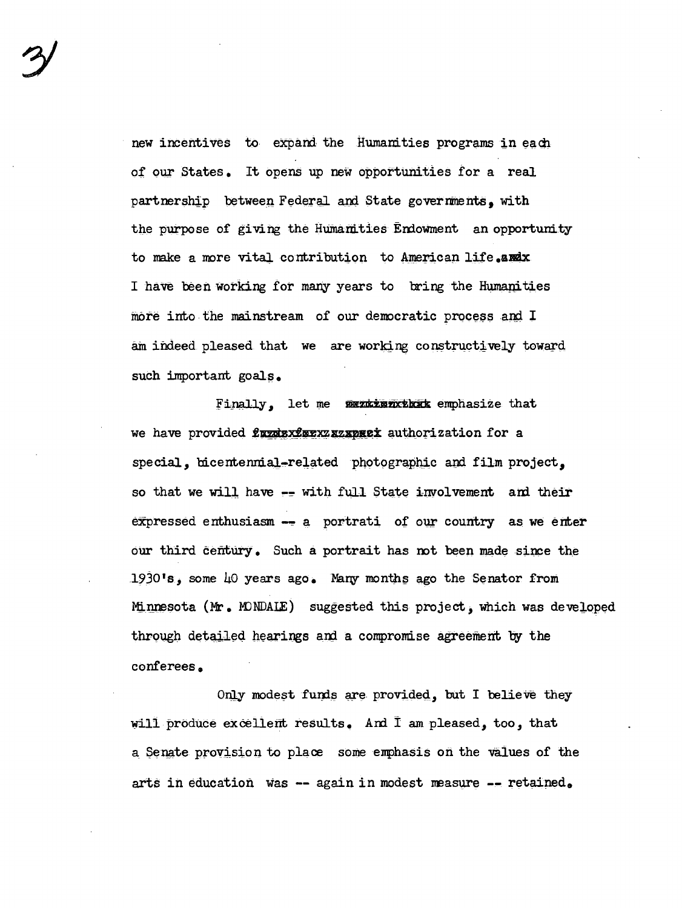new incentives to expand the Humanities programs in each of our States. It opens up new opportunities for a real partnership between Federal and State governments, with the purpose of giving the Humanities Endowment an opportunity to make a more vital contribution to American life.

I have been working for many years to bring the Humanities more into the mainstream of our democratic process and I am indeed pleased that we are working constructively toward such important goals.

Finally, let me emphasize that we have provided authorization for a special, bicentennial-related photographic and film project, so that we will have -- with full State involvement and their expressed enthusiasm -- a portrati of our country as we enter our third century. Such a portrait has not been made since the 1930's, some 40 years ago. Many months ago the Senator from Minnesota (Mr. MONDALE) suggested this project, which was developed through detailed hearings and a compromise agreement by the conferees.

Only modest funds are provided, but I believe they will produce excellent results. And I am pleased, too, that a Senate provision to place some emphasis on the values of the arts in education was -- again in modest measure -- retained.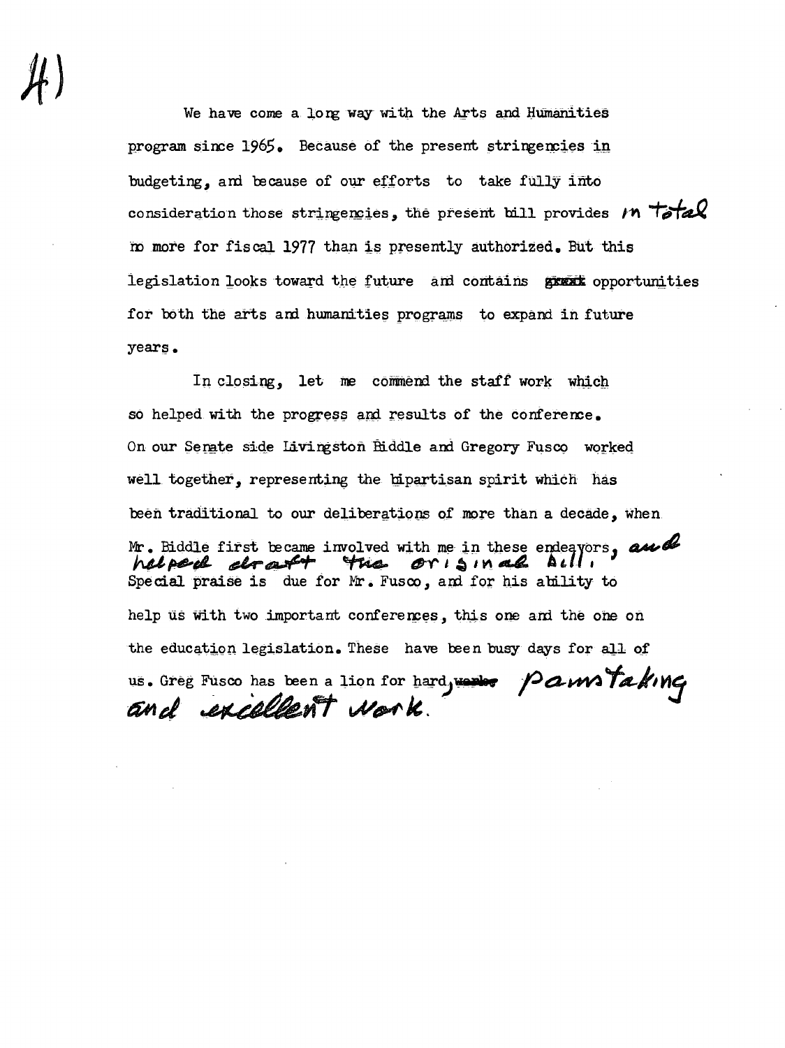4)

We have come a long way with the Arts and Humanities program since 1965. Because of the present stringencies in budgeting, and because of our efforts to take fully into consideration those stringencies, the present bill provides in total no more for fiscal 1977 than is presently authorized. But this legislation looks toward the future and contains ~~great~~ opportunities for both the arts and humanities programs to expand in future years.

In closing, let me commend the staff work which so helped with the progress and results of the conference. On our Senate side Livingston Biddle and Gregory Fusco worked well together, representing the bipartisan spirit which has been traditional to our deliberations of more than a decade, when Mr. Biddle first became involved with me in these endeavors, and helped draft the original bill. Special praise is due for Mr. Fusco, and for his ability to help us with two important conferences, this one and the one on the education legislation. These have been busy days for all of us. Greg Fusco has been a lion for hard, ~~work~~ painstaking and excellent work.